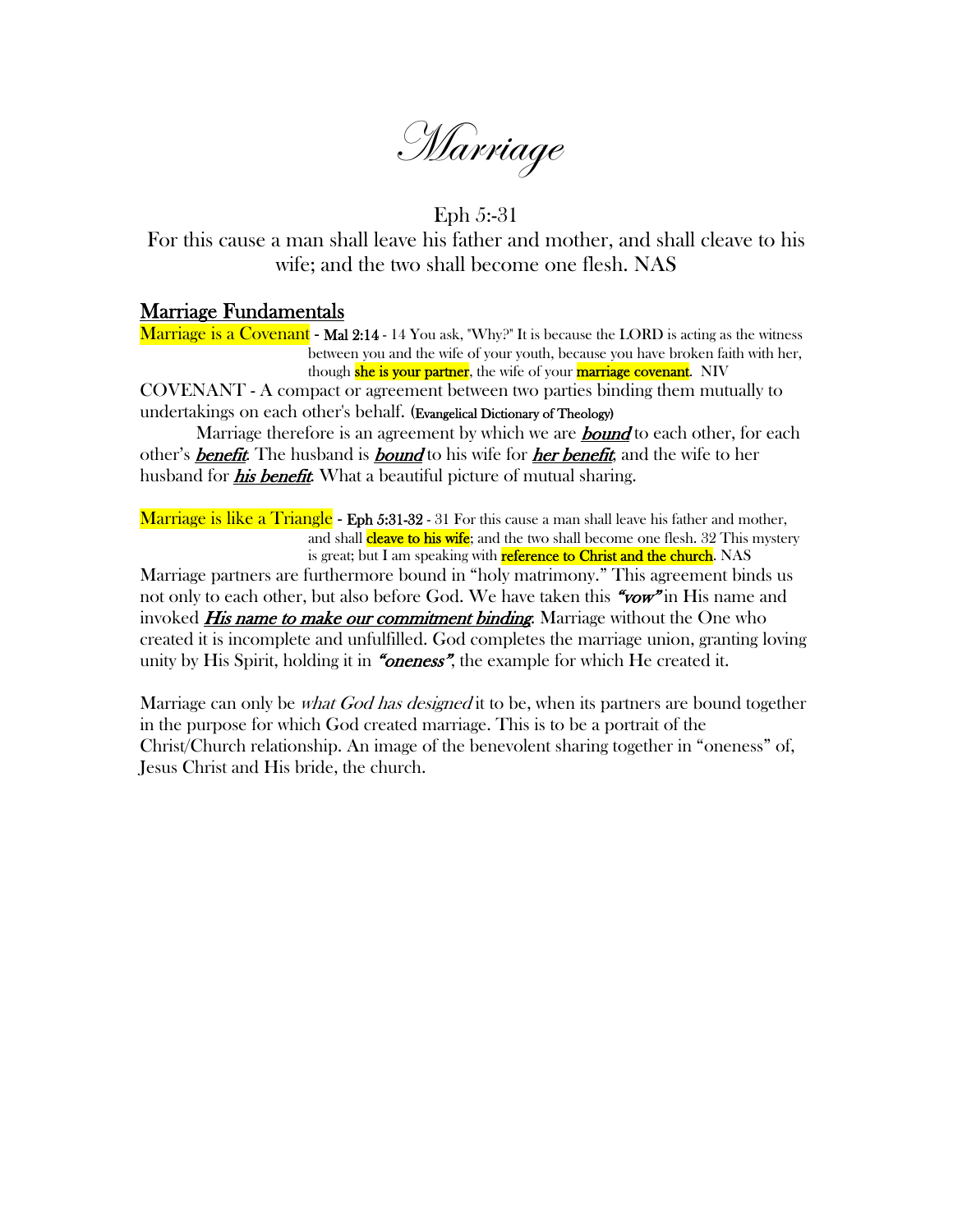# *Marriage*

Eph 5:-31

For this cause a man shall leave his father and mother, and shall cleave to his wife; and the two shall become one flesh. NAS

## Marriage Fundamentals

Marriage is a Covenant - **Mal 2:14** - 14 You ask, "Why?" It is because the LORD is acting as the witness between you and the wife of your youth, because you have broken faith with her, though **she is your partner**, the wife of your **marriage covenant**. NIV

COVENANT - A compact or agreement between two parties binding them mutually to undertakings on each other's behalf. (**Evangelical Dictionary of Theology**)

Marriage therefore is an agreement by which we are ***bound*** to each other, for each other's ***benefit***. The husband is ***bound*** to his wife for ***her benefit***, and the wife to her husband for ***his benefit***. What a beautiful picture of mutual sharing.

Marriage is like a Triangle - **Eph 5:31-32** - 31 For this cause a man shall leave his father and mother, and shall **cleave to his wife**; and the two shall become one flesh. 32 This mystery is great; but I am speaking with **reference to Christ and the church**. NAS

Marriage partners are furthermore bound in "holy matrimony." This agreement binds us not only to each other, but also before God. We have taken this ***"vow"*** in His name and invoked ***His name to make our commitment binding***. Marriage without the One who created it is incomplete and unfulfilled. God completes the marriage union, granting loving unity by His Spirit, holding it in ***"oneness"***, the example for which He created it.

Marriage can only be *what God has designed* it to be, when its partners are bound together in the purpose for which God created marriage. This is to be a portrait of the Christ/Church relationship. An image of the benevolent sharing together in "oneness" of, Jesus Christ and His bride, the church.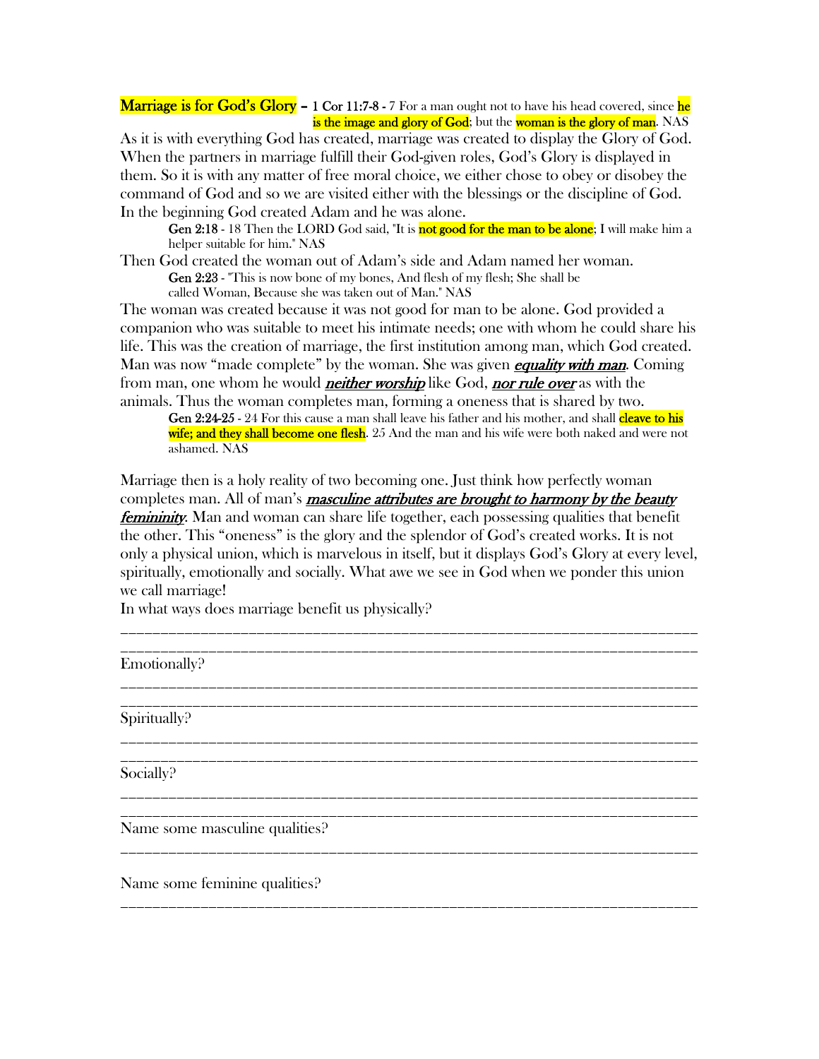**Marriage is for God's Glory** – **1 Cor 11:7-8** - 7 For a man ought not to have his head covered, since **he is the image and glory of God**; but the **woman is the glory of man**. NAS

As it is with everything God has created, marriage was created to display the Glory of God. When the partners in marriage fulfill their God-given roles, God's Glory is displayed in them. So it is with any matter of free moral choice, we either chose to obey or disobey the command of God and so we are visited either with the blessings or the discipline of God. In the beginning God created Adam and he was alone.

> **Gen 2:18** - 18 Then the LORD God said, "It is **not good for the man to be alone**; I will make him a helper suitable for him." NAS

Then God created the woman out of Adam's side and Adam named her woman.

> **Gen 2:23** - "This is now bone of my bones, And flesh of my flesh; She shall be called Woman, Because she was taken out of Man." NAS

The woman was created because it was not good for man to be alone. God provided a companion who was suitable to meet his intimate needs; one with whom he could share his life. This was the creation of marriage, the first institution among man, which God created. Man was now "made complete" by the woman. She was given ***equality with man***. Coming from man, one whom he would ***neither worship*** like God, ***nor rule over*** as with the animals. Thus the woman completes man, forming a oneness that is shared by two.

> **Gen 2:24-25** - 24 For this cause a man shall leave his father and his mother, and shall **cleave to his wife; and they shall become one flesh**. 25 And the man and his wife were both naked and were not ashamed. NAS

Marriage then is a holy reality of two becoming one. Just think how perfectly woman completes man. All of man's ***masculine attributes are brought to harmony by the beauty femininity***. Man and woman can share life together, each possessing qualities that benefit the other. This "oneness" is the glory and the splendor of God's created works. It is not only a physical union, which is marvelous in itself, but it displays God's Glory at every level, spiritually, emotionally and socially. What awe we see in God when we ponder this union we call marriage!

In what ways does marriage benefit us physically?

___________________________________________________________________________

___________________________________________________________________________

Emotionally?

___________________________________________________________________________

___________________________________________________________________________

Spiritually?

___________________________________________________________________________

___________________________________________________________________________

Socially?

___________________________________________________________________________

___________________________________________________________________________

Name some masculine qualities?

___________________________________________________________________________

Name some feminine qualities?

___________________________________________________________________________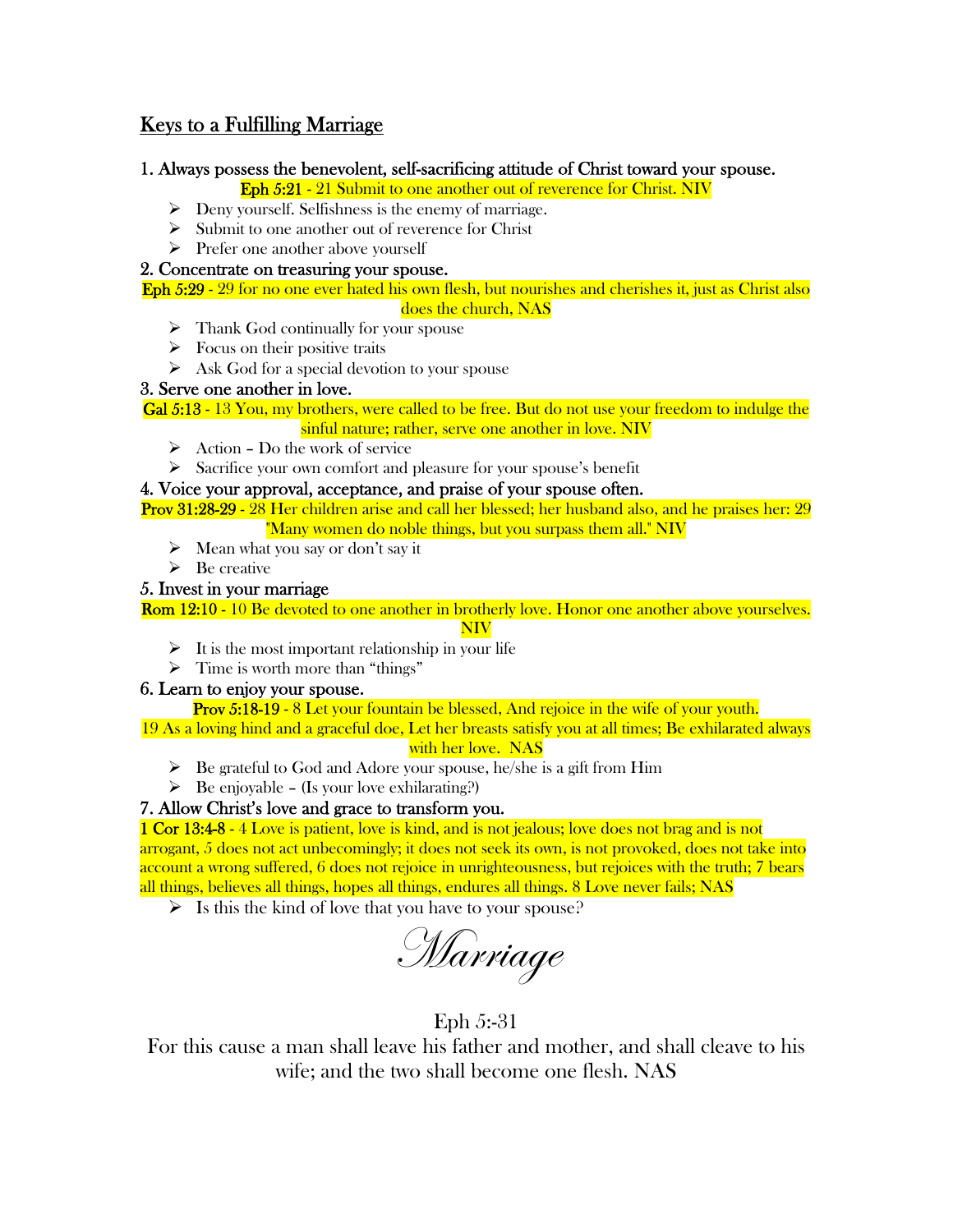## Keys to a Fulfilling Marriage

**1. Always possess the benevolent, self-sacrificing attitude of Christ toward your spouse.**

Eph 5:21 - 21 Submit to one another out of reverence for Christ. NIV

- Deny yourself. Selfishness is the enemy of marriage.
- Submit to one another out of reverence for Christ
- Prefer one another above yourself

**2. Concentrate on treasuring your spouse.**

Eph 5:29 - 29 for no one ever hated his own flesh, but nourishes and cherishes it, just as Christ also does the church, NAS

- Thank God continually for your spouse
- Focus on their positive traits
- Ask God for a special devotion to your spouse

**3. Serve one another in love.**

Gal 5:13 - 13 You, my brothers, were called to be free. But do not use your freedom to indulge the sinful nature; rather, serve one another in love. NIV

- Action – Do the work of service
- Sacrifice your own comfort and pleasure for your spouse's benefit

**4. Voice your approval, acceptance, and praise of your spouse often.**

Prov 31:28-29 - 28 Her children arise and call her blessed; her husband also, and he praises her: 29 "Many women do noble things, but you surpass them all." NIV

- Mean what you say or don't say it
- Be creative

**5. Invest in your marriage**

Rom 12:10 - 10 Be devoted to one another in brotherly love. Honor one another above yourselves. NIV

- It is the most important relationship in your life
- Time is worth more than "things"

**6. Learn to enjoy your spouse.**

Prov 5:18-19 - 8 Let your fountain be blessed, And rejoice in the wife of your youth.
19 As a loving hind and a graceful doe, Let her breasts satisfy you at all times; Be exhilarated always with her love. NAS

- Be grateful to God and Adore your spouse, he/she is a gift from Him
- Be enjoyable – (Is your love exhilarating?)

**7. Allow Christ's love and grace to transform you.**

1 Cor 13:4-8 - 4 Love is patient, love is kind, and is not jealous; love does not brag and is not arrogant, 5 does not act unbecomingly; it does not seek its own, is not provoked, does not take into account a wrong suffered, 6 does not rejoice in unrighteousness, but rejoices with the truth; 7 bears all things, believes all things, hopes all things, endures all things. 8 Love never fails; NAS

- Is this the kind of love that you have to your spouse?

# *Marriage*

Eph 5:-31

For this cause a man shall leave his father and mother, and shall cleave to his wife; and the two shall become one flesh. NAS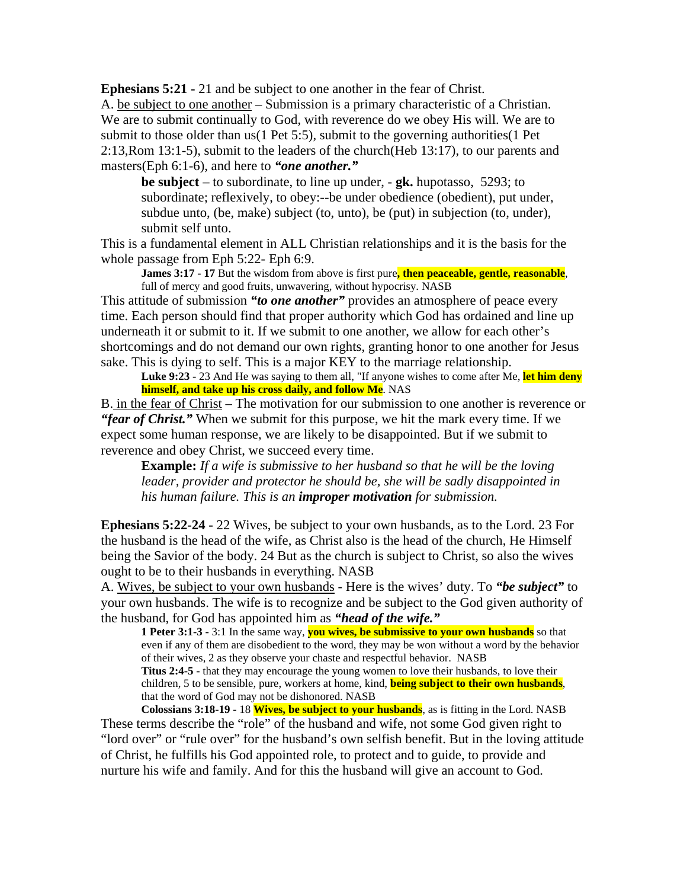**Ephesians 5:21 -** 21 and be subject to one another in the fear of Christ.

A. <u>be subject to one another</u> – Submission is a primary characteristic of a Christian. We are to submit continually to God, with reverence do we obey His will. We are to submit to those older than us(1 Pet 5:5), submit to the governing authorities(1 Pet 2:13,Rom 13:1-5), submit to the leaders of the church(Heb 13:17), to our parents and masters(Eph 6:1-6), and here to ***"one another."***

> **be subject** – to subordinate, to line up under, - **gk.** hupotasso, 5293; to subordinate; reflexively, to obey:--be under obedience (obedient), put under, subdue unto, (be, make) subject (to, unto), be (put) in subjection (to, under), submit self unto.

This is a fundamental element in ALL Christian relationships and it is the basis for the whole passage from Eph 5:22- Eph 6:9.

> **James 3:17 - 17** But the wisdom from above is first pure**, then peaceable, gentle, reasonable**, full of mercy and good fruits, unwavering, without hypocrisy. NASB

This attitude of submission ***"to one another"*** provides an atmosphere of peace every time. Each person should find that proper authority which God has ordained and line up underneath it or submit to it. If we submit to one another, we allow for each other's shortcomings and do not demand our own rights, granting honor to one another for Jesus sake. This is dying to self. This is a major KEY to the marriage relationship.

> **Luke 9:23** - 23 And He was saying to them all, "If anyone wishes to come after Me, **let him deny himself, and take up his cross daily, and follow Me**. NAS

B. <u>in the fear of Christ</u> – The motivation for our submission to one another is reverence or ***"fear of Christ."*** When we submit for this purpose, we hit the mark every time. If we expect some human response, we are likely to be disappointed. But if we submit to reverence and obey Christ, we succeed every time.

> **Example:** *If a wife is submissive to her husband so that he will be the loving leader, provider and protector he should be, she will be sadly disappointed in his human failure. This is an* ***improper motivation*** *for submission.*

**Ephesians 5:22-24 -** 22 Wives, be subject to your own husbands, as to the Lord. 23 For the husband is the head of the wife, as Christ also is the head of the church, He Himself being the Savior of the body. 24 But as the church is subject to Christ, so also the wives ought to be to their husbands in everything. NASB

A. <u>Wives, be subject to your own husbands</u> - Here is the wives' duty. To ***"be subject"*** to your own husbands. The wife is to recognize and be subject to the God given authority of the husband, for God has appointed him as ***"head of the wife."***

> **1 Peter 3:1-3** - 3:1 In the same way, **you wives, be submissive to your own husbands** so that even if any of them are disobedient to the word, they may be won without a word by the behavior of their wives, 2 as they observe your chaste and respectful behavior. NASB
>
> **Titus 2:4-5 -** that they may encourage the young women to love their husbands, to love their children, 5 to be sensible, pure, workers at home, kind, **being subject to their own husbands**, that the word of God may not be dishonored. NASB
>
> **Colossians 3:18-19** - 18 **Wives, be subject to your husbands**, as is fitting in the Lord. NASB

These terms describe the "role" of the husband and wife, not some God given right to "lord over" or "rule over" for the husband's own selfish benefit. But in the loving attitude of Christ, he fulfills his God appointed role, to protect and to guide, to provide and nurture his wife and family. And for this the husband will give an account to God.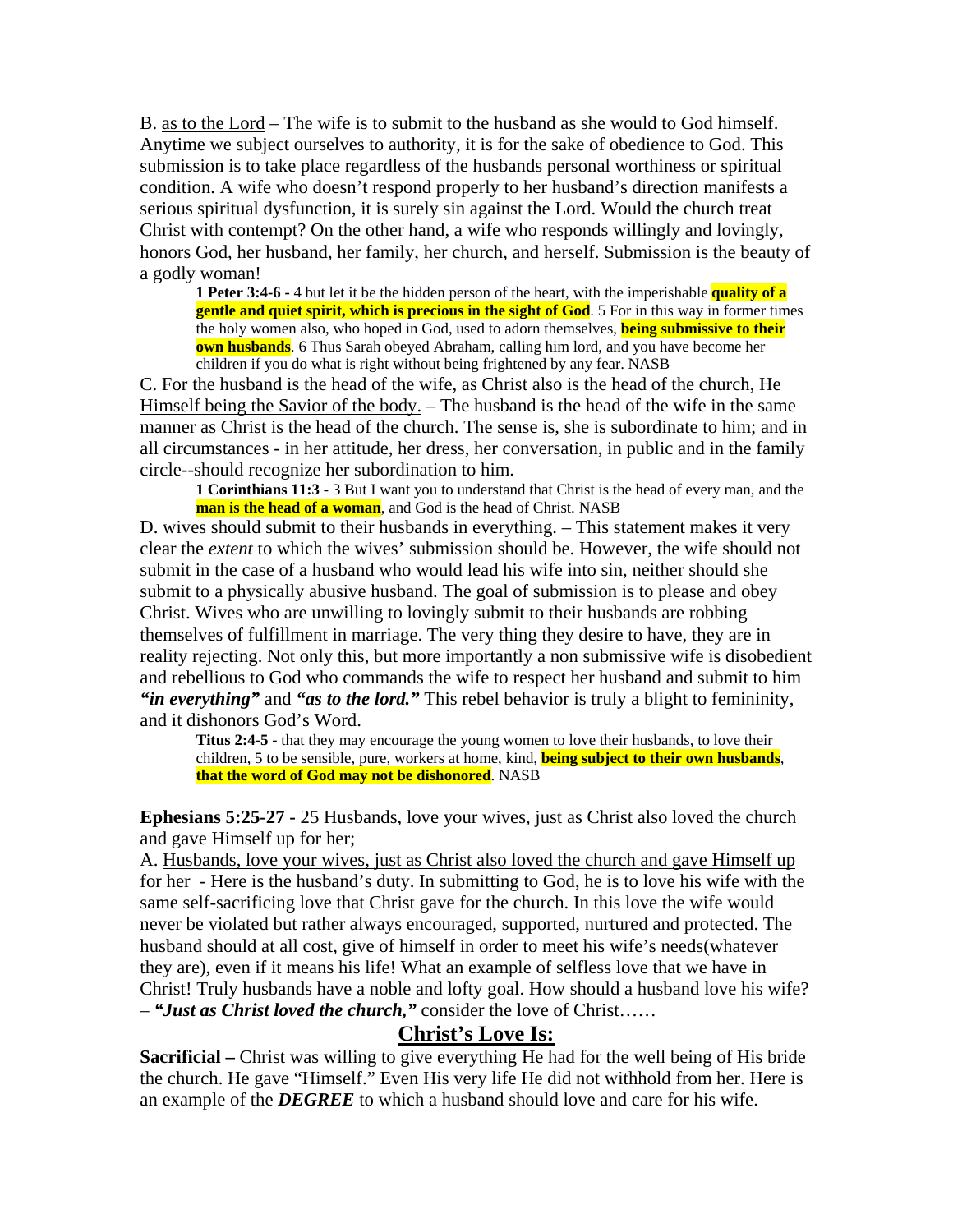B. <u>as to the Lord</u> – The wife is to submit to the husband as she would to God himself. Anytime we subject ourselves to authority, it is for the sake of obedience to God. This submission is to take place regardless of the husbands personal worthiness or spiritual condition. A wife who doesn't respond properly to her husband's direction manifests a serious spiritual dysfunction, it is surely sin against the Lord. Would the church treat Christ with contempt? On the other hand, a wife who responds willingly and lovingly, honors God, her husband, her family, her church, and herself. Submission is the beauty of a godly woman!

> **1 Peter 3:4-6 -** 4 but let it be the hidden person of the heart, with the imperishable **quality of a gentle and quiet spirit, which is precious in the sight of God**. 5 For in this way in former times the holy women also, who hoped in God, used to adorn themselves, **being submissive to their own husbands**. 6 Thus Sarah obeyed Abraham, calling him lord, and you have become her children if you do what is right without being frightened by any fear. NASB

C. <u>For the husband is the head of the wife, as Christ also is the head of the church, He Himself being the Savior of the body.</u> – The husband is the head of the wife in the same manner as Christ is the head of the church. The sense is, she is subordinate to him; and in all circumstances - in her attitude, her dress, her conversation, in public and in the family circle--should recognize her subordination to him.

> **1 Corinthians 11:3** - 3 But I want you to understand that Christ is the head of every man, and the **man is the head of a woman**, and God is the head of Christ. NASB

D. <u>wives should submit to their husbands in everything</u>. – This statement makes it very clear the *extent* to which the wives' submission should be. However, the wife should not submit in the case of a husband who would lead his wife into sin, neither should she submit to a physically abusive husband. The goal of submission is to please and obey Christ. Wives who are unwilling to lovingly submit to their husbands are robbing themselves of fulfillment in marriage. The very thing they desire to have, they are in reality rejecting. Not only this, but more importantly a non submissive wife is disobedient and rebellious to God who commands the wife to respect her husband and submit to him ***"in everything"*** and ***"as to the lord."*** This rebel behavior is truly a blight to femininity, and it dishonors God's Word.

> **Titus 2:4-5** - that they may encourage the young women to love their husbands, to love their children, 5 to be sensible, pure, workers at home, kind, **being subject to their own husbands**, **that the word of God may not be dishonored**. NASB

**Ephesians 5:25-27 -** 25 Husbands, love your wives, just as Christ also loved the church and gave Himself up for her;

A. <u>Husbands, love your wives, just as Christ also loved the church and gave Himself up for her</u> - Here is the husband's duty. In submitting to God, he is to love his wife with the same self-sacrificing love that Christ gave for the church. In this love the wife would never be violated but rather always encouraged, supported, nurtured and protected. The husband should at all cost, give of himself in order to meet his wife's needs(whatever they are), even if it means his life! What an example of selfless love that we have in Christ! Truly husbands have a noble and lofty goal. How should a husband love his wife? – ***"Just as Christ loved the church,"*** consider the love of Christ……

## <u>Christ's Love Is:</u>

**Sacrificial –** Christ was willing to give everything He had for the well being of His bride the church. He gave "Himself." Even His very life He did not withhold from her. Here is an example of the ***DEGREE*** to which a husband should love and care for his wife.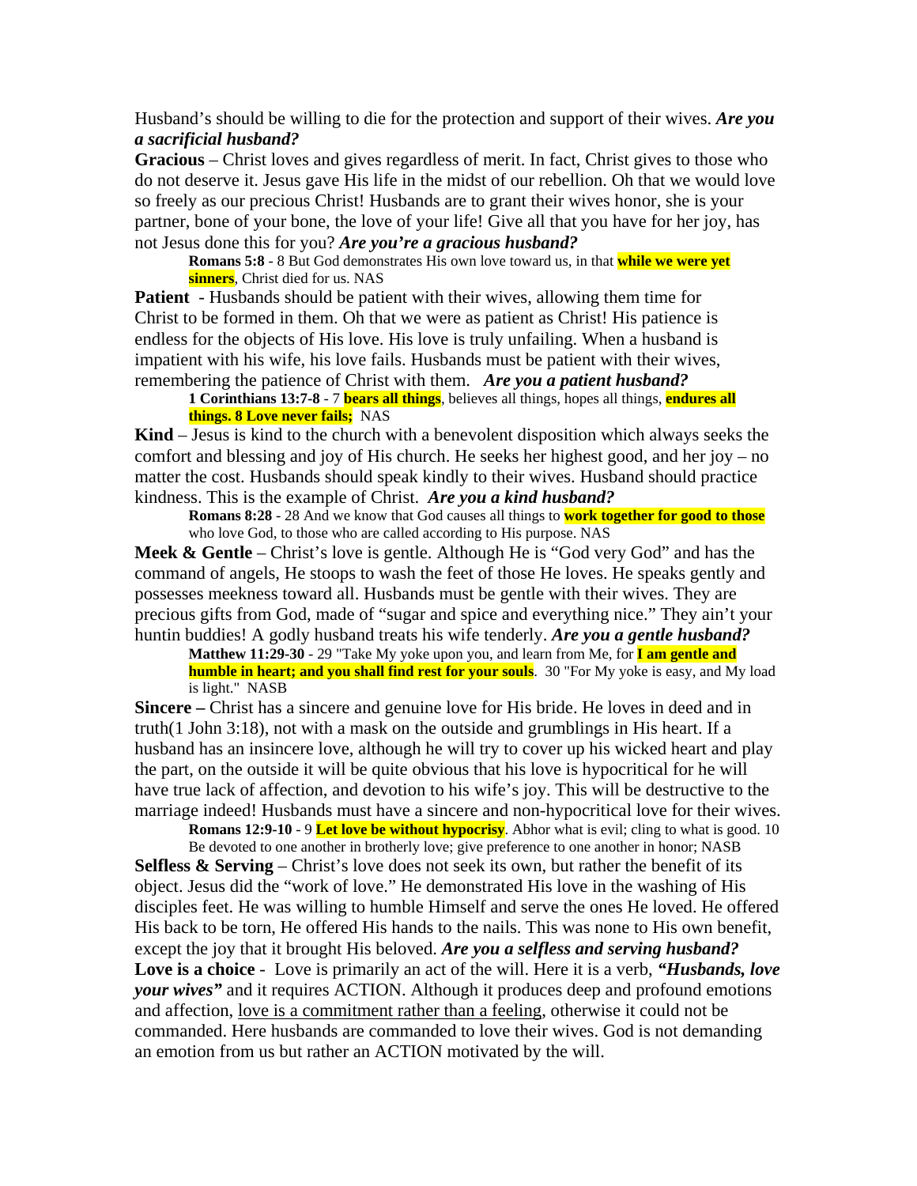Husband's should be willing to die for the protection and support of their wives. ***Are you a sacrificial husband?***

**Gracious** – Christ loves and gives regardless of merit. In fact, Christ gives to those who do not deserve it. Jesus gave His life in the midst of our rebellion. Oh that we would love so freely as our precious Christ! Husbands are to grant their wives honor, she is your partner, bone of your bone, the love of your life! Give all that you have for her joy, has not Jesus done this for you? ***Are you're a gracious husband?***

> **Romans 5:8** - 8 But God demonstrates His own love toward us, in that **while we were yet sinners**, Christ died for us. NAS

**Patient** - Husbands should be patient with their wives, allowing them time for Christ to be formed in them. Oh that we were as patient as Christ! His patience is endless for the objects of His love. His love is truly unfailing. When a husband is impatient with his wife, his love fails. Husbands must be patient with their wives, remembering the patience of Christ with them. ***Are you a patient husband?***

> **1 Corinthians 13:7-8** - 7 **bears all things**, believes all things, hopes all things, **endures all things. 8 Love never fails;** NAS

**Kind** – Jesus is kind to the church with a benevolent disposition which always seeks the comfort and blessing and joy of His church. He seeks her highest good, and her joy – no matter the cost. Husbands should speak kindly to their wives. Husband should practice kindness. This is the example of Christ. ***Are you a kind husband?***

> **Romans 8:28** - 28 And we know that God causes all things to **work together for good to those** who love God, to those who are called according to His purpose. NAS

**Meek & Gentle** – Christ's love is gentle. Although He is "God very God" and has the command of angels, He stoops to wash the feet of those He loves. He speaks gently and possesses meekness toward all. Husbands must be gentle with their wives. They are precious gifts from God, made of "sugar and spice and everything nice." They ain't your huntin buddies! A godly husband treats his wife tenderly. ***Are you a gentle husband?***

> **Matthew 11:29-30** - 29 "Take My yoke upon you, and learn from Me, for **I am gentle and humble in heart; and you shall find rest for your souls**. 30 "For My yoke is easy, and My load is light." NASB

**Sincere –** Christ has a sincere and genuine love for His bride. He loves in deed and in truth(1 John 3:18), not with a mask on the outside and grumblings in His heart. If a husband has an insincere love, although he will try to cover up his wicked heart and play the part, on the outside it will be quite obvious that his love is hypocritical for he will have true lack of affection, and devotion to his wife's joy. This will be destructive to the marriage indeed! Husbands must have a sincere and non-hypocritical love for their wives.

> **Romans 12:9-10** - 9 **Let love be without hypocrisy**. Abhor what is evil; cling to what is good. 10 Be devoted to one another in brotherly love; give preference to one another in honor; NASB

**Selfless & Serving** – Christ's love does not seek its own, but rather the benefit of its object. Jesus did the "work of love." He demonstrated His love in the washing of His disciples feet. He was willing to humble Himself and serve the ones He loved. He offered His back to be torn, He offered His hands to the nails. This was none to His own benefit, except the joy that it brought His beloved. ***Are you a selfless and serving husband?***

**Love is a choice** - Love is primarily an act of the will. Here it is a verb, ***"Husbands, love your wives"*** and it requires ACTION. Although it produces deep and profound emotions and affection, <u>love is a commitment rather than a feeling</u>, otherwise it could not be commanded. Here husbands are commanded to love their wives. God is not demanding an emotion from us but rather an ACTION motivated by the will.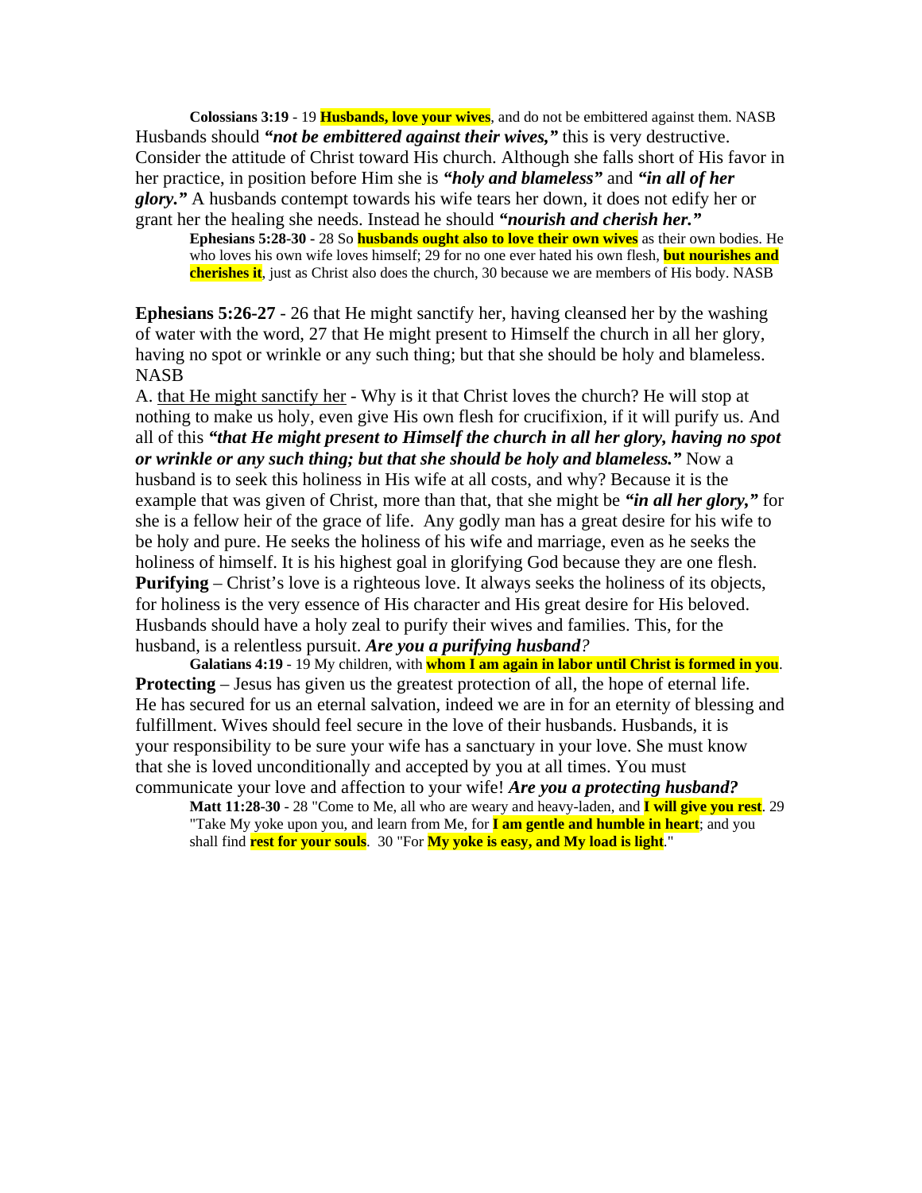**Colossians 3:19** - 19 **Husbands, love your wives**, and do not be embittered against them. NASB

Husbands should ***"not be embittered against their wives,"*** this is very destructive. Consider the attitude of Christ toward His church. Although she falls short of His favor in her practice, in position before Him she is ***"holy and blameless"*** and ***"in all of her glory."*** A husbands contempt towards his wife tears her down, it does not edify her or grant her the healing she needs. Instead he should ***"nourish and cherish her."***

> **Ephesians 5:28-30** - 28 So **husbands ought also to love their own wives** as their own bodies. He who loves his own wife loves himself; 29 for no one ever hated his own flesh, **but nourishes and cherishes it**, just as Christ also does the church, 30 because we are members of His body. NASB

**Ephesians 5:26-27** - 26 that He might sanctify her, having cleansed her by the washing of water with the word, 27 that He might present to Himself the church in all her glory, having no spot or wrinkle or any such thing; but that she should be holy and blameless. NASB

A. <u>that He might sanctify her</u> - Why is it that Christ loves the church? He will stop at nothing to make us holy, even give His own flesh for crucifixion, if it will purify us. And all of this ***"that He might present to Himself the church in all her glory, having no spot or wrinkle or any such thing; but that she should be holy and blameless."*** Now a husband is to seek this holiness in His wife at all costs, and why? Because it is the example that was given of Christ, more than that, that she might be ***"in all her glory,"*** for she is a fellow heir of the grace of life. Any godly man has a great desire for his wife to be holy and pure. He seeks the holiness of his wife and marriage, even as he seeks the holiness of himself. It is his highest goal in glorifying God because they are one flesh.

**Purifying** – Christ's love is a righteous love. It always seeks the holiness of its objects, for holiness is the very essence of His character and His great desire for His beloved. Husbands should have a holy zeal to purify their wives and families. This, for the husband, is a relentless pursuit. ***Are you a purifying husband?***

> **Galatians 4:19** - 19 My children, with **whom I am again in labor until Christ is formed in you**.

**Protecting** – Jesus has given us the greatest protection of all, the hope of eternal life. He has secured for us an eternal salvation, indeed we are in for an eternity of blessing and fulfillment. Wives should feel secure in the love of their husbands. Husbands, it is your responsibility to be sure your wife has a sanctuary in your love. She must know that she is loved unconditionally and accepted by you at all times. You must communicate your love and affection to your wife! ***Are you a protecting husband?***

> **Matt 11:28-30** - 28 "Come to Me, all who are weary and heavy-laden, and **I will give you rest**. 29 "Take My yoke upon you, and learn from Me, for **I am gentle and humble in heart**; and you shall find **rest for your souls**. 30 "For **My yoke is easy, and My load is light**."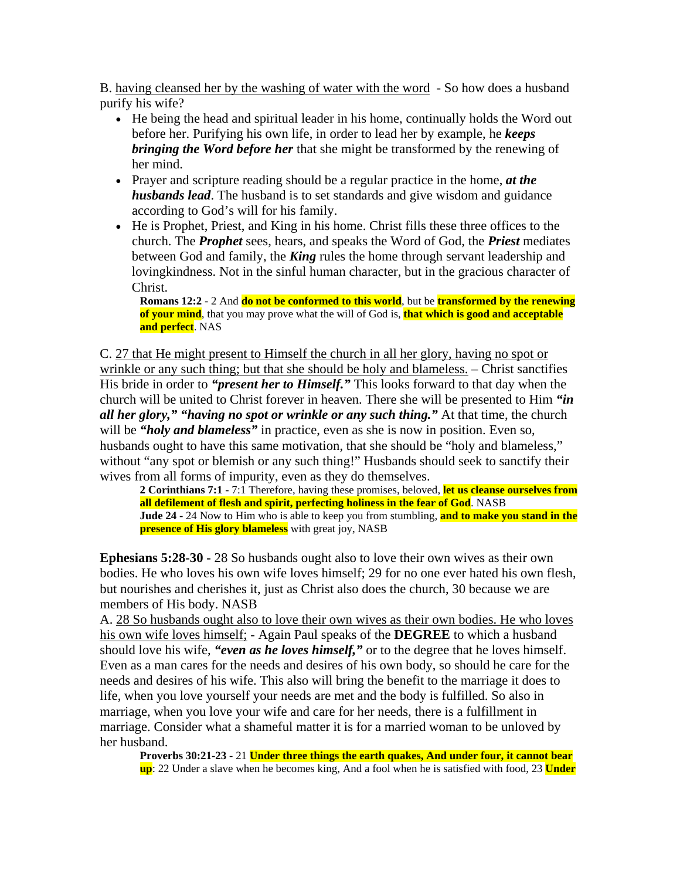B. <u>having cleansed her by the washing of water with the word</u> - So how does a husband purify his wife?

- He being the head and spiritual leader in his home, continually holds the Word out before her. Purifying his own life, in order to lead her by example, he ***keeps bringing the Word before her*** that she might be transformed by the renewing of her mind.
- Prayer and scripture reading should be a regular practice in the home, ***at the husbands lead***. The husband is to set standards and give wisdom and guidance according to God's will for his family.
- He is Prophet, Priest, and King in his home. Christ fills these three offices to the church. The ***Prophet*** sees, hears, and speaks the Word of God, the ***Priest*** mediates between God and family, the ***King*** rules the home through servant leadership and lovingkindness. Not in the sinful human character, but in the gracious character of Christ.

> **Romans 12:2** - 2 And **do not be conformed to this world**, but be **transformed by the renewing of your mind**, that you may prove what the will of God is, **that which is good and acceptable and perfect**. NAS

C. <u>27 that He might present to Himself the church in all her glory, having no spot or wrinkle or any such thing; but that she should be holy and blameless.</u> – Christ sanctifies His bride in order to ***"present her to Himself."*** This looks forward to that day when the church will be united to Christ forever in heaven. There she will be presented to Him ***"in all her glory," "having no spot or wrinkle or any such thing."*** At that time, the church will be ***"holy and blameless"*** in practice, even as she is now in position. Even so, husbands ought to have this same motivation, that she should be "holy and blameless," without "any spot or blemish or any such thing!" Husbands should seek to sanctify their wives from all forms of impurity, even as they do themselves.

> **2 Corinthians 7:1** - 7:1 Therefore, having these promises, beloved, **let us cleanse ourselves from all defilement of flesh and spirit, perfecting holiness in the fear of God**. NASB
> **Jude 24** - 24 Now to Him who is able to keep you from stumbling, **and to make you stand in the presence of His glory blameless** with great joy, NASB

**Ephesians 5:28-30 -** 28 So husbands ought also to love their own wives as their own bodies. He who loves his own wife loves himself; 29 for no one ever hated his own flesh, but nourishes and cherishes it, just as Christ also does the church, 30 because we are members of His body. NASB

A. <u>28 So husbands ought also to love their own wives as their own bodies. He who loves his own wife loves himself;</u> - Again Paul speaks of the **DEGREE** to which a husband should love his wife, ***"even as he loves himself,"*** or to the degree that he loves himself. Even as a man cares for the needs and desires of his own body, so should he care for the needs and desires of his wife. This also will bring the benefit to the marriage it does to life, when you love yourself your needs are met and the body is fulfilled. So also in marriage, when you love your wife and care for her needs, there is a fulfillment in marriage. Consider what a shameful matter it is for a married woman to be unloved by her husband.

> **Proverbs 30:21-23** - 21 **Under three things the earth quakes, And under four, it cannot bear up**: 22 Under a slave when he becomes king, And a fool when he is satisfied with food, 23 **Under**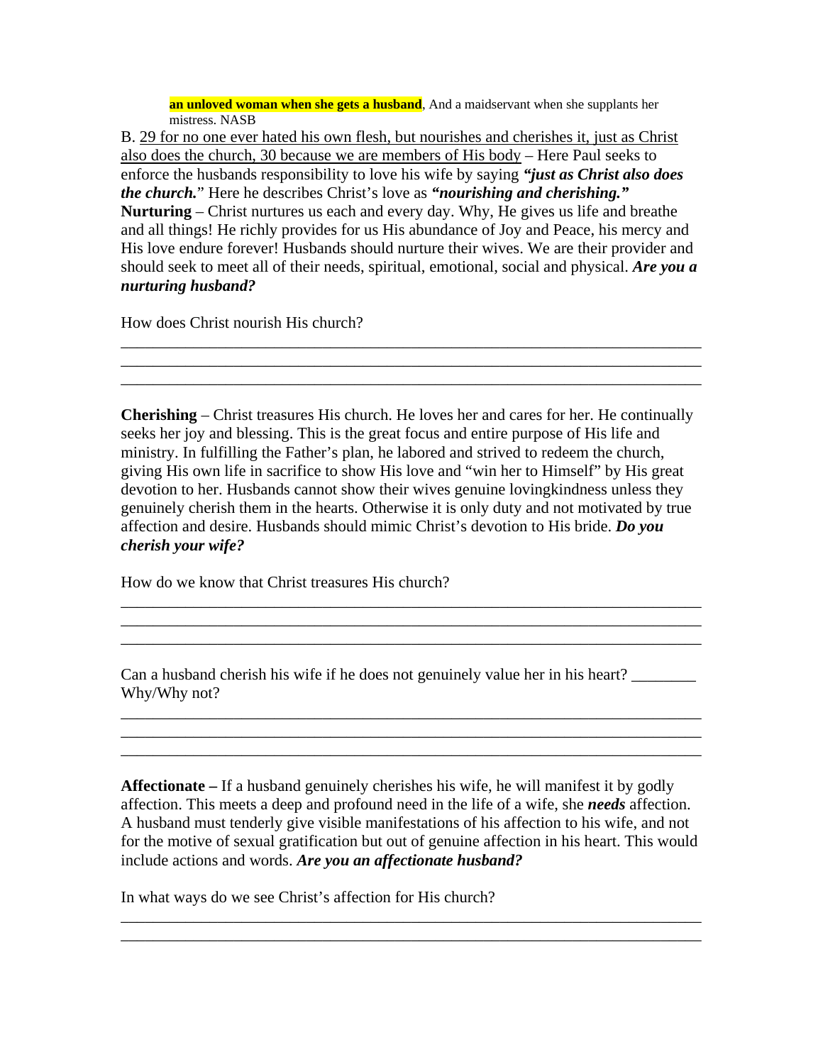**an unloved woman when she gets a husband**, And a maidservant when she supplants her mistress. NASB

B. <u>29 for no one ever hated his own flesh, but nourishes and cherishes it, just as Christ also does the church, 30 because we are members of His body</u> – Here Paul seeks to enforce the husbands responsibility to love his wife by saying ***"just as Christ also does the church.***" Here he describes Christ's love as ***"nourishing and cherishing."***

**Nurturing** – Christ nurtures us each and every day. Why, He gives us life and breathe and all things! He richly provides for us His abundance of Joy and Peace, his mercy and His love endure forever! Husbands should nurture their wives. We are their provider and should seek to meet all of their needs, spiritual, emotional, social and physical. ***Are you a nurturing husband?***

How does Christ nourish His church?

______________________________________________________________________
______________________________________________________________________
______________________________________________________________________

**Cherishing** – Christ treasures His church. He loves her and cares for her. He continually seeks her joy and blessing. This is the great focus and entire purpose of His life and ministry. In fulfilling the Father's plan, he labored and strived to redeem the church, giving His own life in sacrifice to show His love and "win her to Himself" by His great devotion to her. Husbands cannot show their wives genuine lovingkindness unless they genuinely cherish them in the hearts. Otherwise it is only duty and not motivated by true affection and desire. Husbands should mimic Christ's devotion to His bride. ***Do you cherish your wife?***

How do we know that Christ treasures His church?

______________________________________________________________________
______________________________________________________________________
______________________________________________________________________

Can a husband cherish his wife if he does not genuinely value her in his heart? ________ Why/Why not?

______________________________________________________________________
______________________________________________________________________
______________________________________________________________________

**Affectionate –** If a husband genuinely cherishes his wife, he will manifest it by godly affection. This meets a deep and profound need in the life of a wife, she ***needs*** affection. A husband must tenderly give visible manifestations of his affection to his wife, and not for the motive of sexual gratification but out of genuine affection in his heart. This would include actions and words. ***Are you an affectionate husband?***

In what ways do we see Christ's affection for His church?

______________________________________________________________________
______________________________________________________________________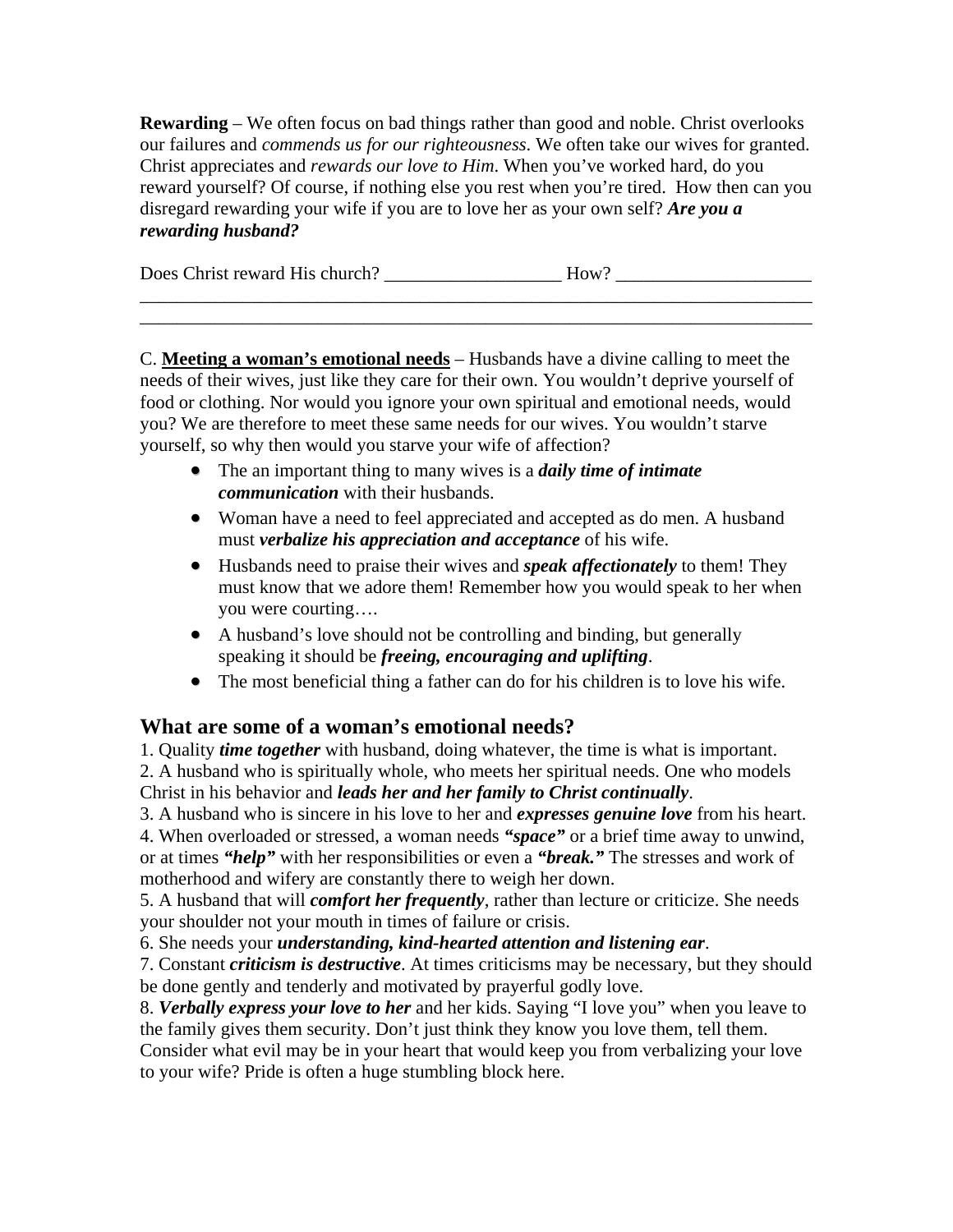**Rewarding** – We often focus on bad things rather than good and noble. Christ overlooks our failures and *commends us for our righteousness*. We often take our wives for granted. Christ appreciates and *rewards our love to Him*. When you've worked hard, do you reward yourself? Of course, if nothing else you rest when you're tired. How then can you disregard rewarding your wife if you are to love her as your own self? ***Are you a rewarding husband?***

Does Christ reward His church? ___________________ How? _____________________
_____________________________________________________________________________
_____________________________________________________________________________

C. **Meeting a woman's emotional needs** – Husbands have a divine calling to meet the needs of their wives, just like they care for their own. You wouldn't deprive yourself of food or clothing. Nor would you ignore your own spiritual and emotional needs, would you? We are therefore to meet these same needs for our wives. You wouldn't starve yourself, so why then would you starve your wife of affection?

- The an important thing to many wives is a ***daily time of intimate communication*** with their husbands.
- Woman have a need to feel appreciated and accepted as do men. A husband must ***verbalize his appreciation and acceptance*** of his wife.
- Husbands need to praise their wives and ***speak affectionately*** to them! They must know that we adore them! Remember how you would speak to her when you were courting….
- A husband's love should not be controlling and binding, but generally speaking it should be ***freeing, encouraging and uplifting***.
- The most beneficial thing a father can do for his children is to love his wife.

## What are some of a woman's emotional needs?

1. Quality ***time together*** with husband, doing whatever, the time is what is important.
2. A husband who is spiritually whole, who meets her spiritual needs. One who models Christ in his behavior and ***leads her and her family to Christ continually***.
3. A husband who is sincere in his love to her and ***expresses genuine love*** from his heart.
4. When overloaded or stressed, a woman needs ***"space"*** or a brief time away to unwind, or at times ***"help"*** with her responsibilities or even a ***"break."*** The stresses and work of motherhood and wifery are constantly there to weigh her down.
5. A husband that will ***comfort her frequently***, rather than lecture or criticize. She needs your shoulder not your mouth in times of failure or crisis.
6. She needs your ***understanding, kind-hearted attention and listening ear***.
7. Constant ***criticism is destructive***. At times criticisms may be necessary, but they should be done gently and tenderly and motivated by prayerful godly love.
8. ***Verbally express your love to her*** and her kids. Saying "I love you" when you leave to the family gives them security. Don't just think they know you love them, tell them. Consider what evil may be in your heart that would keep you from verbalizing your love to your wife? Pride is often a huge stumbling block here.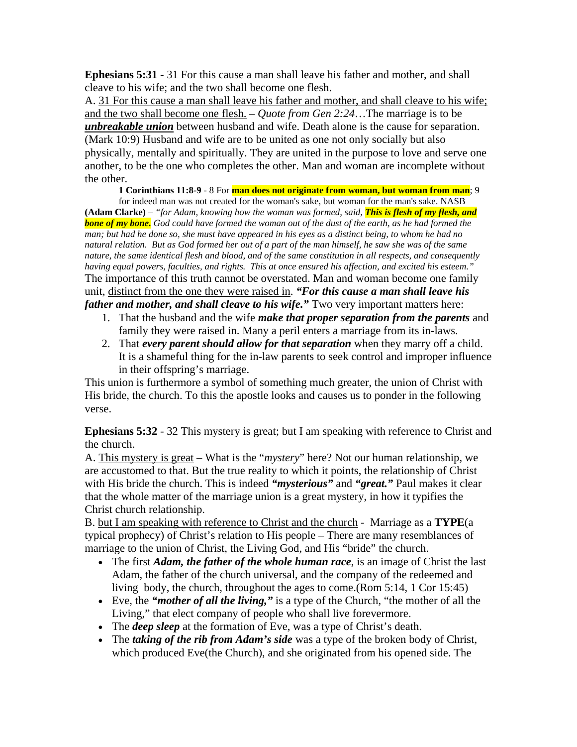**Ephesians 5:31** - 31 For this cause a man shall leave his father and mother, and shall cleave to his wife; and the two shall become one flesh.

A. <u>31 For this cause a man shall leave his father and mother, and shall cleave to his wife; and the two shall become one flesh.</u> – *Quote from Gen 2:24*…The marriage is to be ***<u>unbreakable union</u>*** between husband and wife. Death alone is the cause for separation. (Mark 10:9) Husband and wife are to be united as one not only socially but also physically, mentally and spiritually. They are united in the purpose to love and serve one another, to be the one who completes the other. Man and woman are incomplete without the other.

> **1 Corinthians 11:8-9** - 8 For **man does not originate from woman, but woman from man**; 9 for indeed man was not created for the woman's sake, but woman for the man's sake. NASB

**(Adam Clarke)** – *"for Adam, knowing how the woman was formed, said, **This is flesh of my flesh, and bone of my bone.** God could have formed the woman out of the dust of the earth, as he had formed the man; but had he done so, she must have appeared in his eyes as a distinct being, to whom he had no natural relation. But as God formed her out of a part of the man himself, he saw she was of the same nature, the same identical flesh and blood, and of the same constitution in all respects, and consequently having equal powers, faculties, and rights. This at once ensured his affection, and excited his esteem."*

The importance of this truth cannot be overstated. Man and woman become one family unit, <u>distinct from the one they were raised in</u>. ***"For this cause a man shall leave his father and mother, and shall cleave to his wife."*** Two very important matters here:

1. That the husband and the wife ***make that proper separation from the parents*** and family they were raised in. Many a peril enters a marriage from its in-laws.
2. That ***every parent should allow for that separation*** when they marry off a child. It is a shameful thing for the in-law parents to seek control and improper influence in their offspring's marriage.

This union is furthermore a symbol of something much greater, the union of Christ with His bride, the church. To this the apostle looks and causes us to ponder in the following verse.

**Ephesians 5:32** - 32 This mystery is great; but I am speaking with reference to Christ and the church.

A. <u>This mystery is great</u> – What is the "*mystery*" here? Not our human relationship, we are accustomed to that. But the true reality to which it points, the relationship of Christ with His bride the church. This is indeed ***"mysterious"*** and ***"great."*** Paul makes it clear that the whole matter of the marriage union is a great mystery, in how it typifies the Christ church relationship.

B. <u>but I am speaking with reference to Christ and the church</u> - Marriage as a **TYPE**(a typical prophecy) of Christ's relation to His people – There are many resemblances of marriage to the union of Christ, the Living God, and His "bride" the church.

- The first ***Adam, the father of the whole human race***, is an image of Christ the last Adam, the father of the church universal, and the company of the redeemed and living body, the church, throughout the ages to come.(Rom 5:14, 1 Cor 15:45)
- Eve, the ***"mother of all the living,"*** is a type of the Church, "the mother of all the Living," that elect company of people who shall live forevermore.
- The ***deep sleep*** at the formation of Eve, was a type of Christ's death.
- The ***taking of the rib from Adam's side*** was a type of the broken body of Christ, which produced Eve(the Church), and she originated from his opened side. The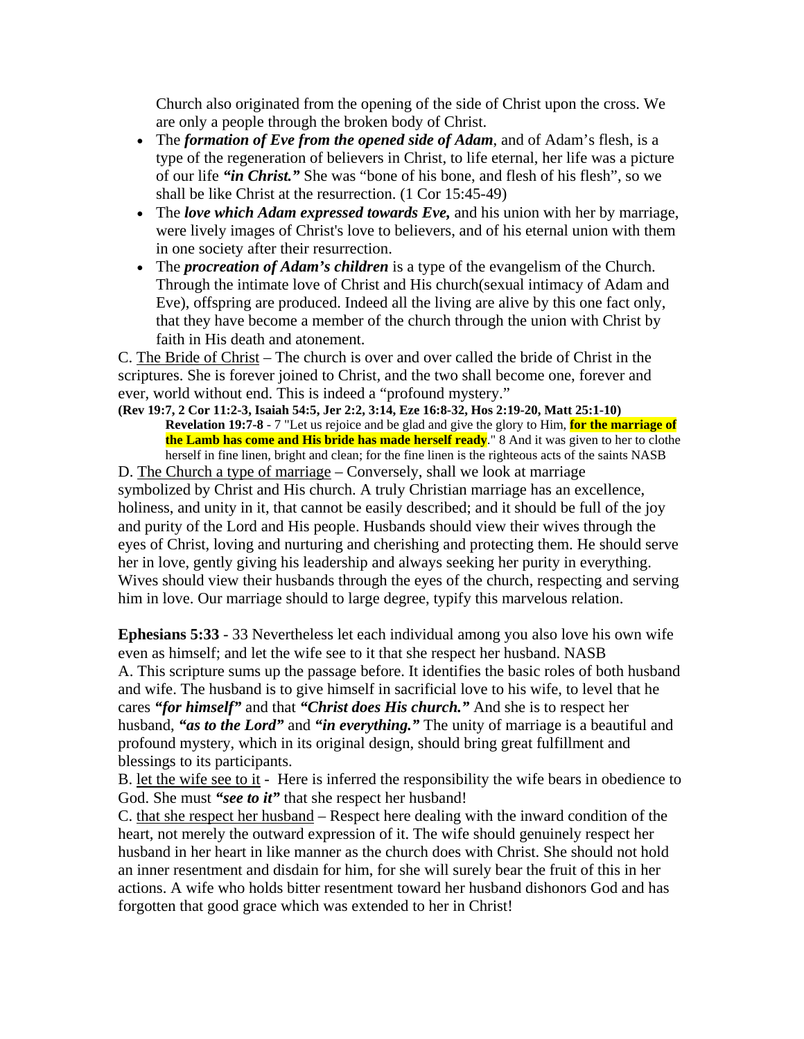Church also originated from the opening of the side of Christ upon the cross. We are only a people through the broken body of Christ.

- The ***formation of Eve from the opened side of Adam***, and of Adam's flesh, is a type of the regeneration of believers in Christ, to life eternal, her life was a picture of our life ***"in Christ."*** She was "bone of his bone, and flesh of his flesh", so we shall be like Christ at the resurrection. (1 Cor 15:45-49)
- The ***love which Adam expressed towards Eve,*** and his union with her by marriage, were lively images of Christ's love to believers, and of his eternal union with them in one society after their resurrection.
- The ***procreation of Adam's children*** is a type of the evangelism of the Church. Through the intimate love of Christ and His church(sexual intimacy of Adam and Eve), offspring are produced. Indeed all the living are alive by this one fact only, that they have become a member of the church through the union with Christ by faith in His death and atonement.

C. <u>The Bride of Christ</u> – The church is over and over called the bride of Christ in the scriptures. She is forever joined to Christ, and the two shall become one, forever and ever, world without end. This is indeed a "profound mystery."

**(Rev 19:7, 2 Cor 11:2-3, Isaiah 54:5, Jer 2:2, 3:14, Eze 16:8-32, Hos 2:19-20, Matt 25:1-10)**

> **Revelation 19:7-8** - 7 "Let us rejoice and be glad and give the glory to Him, **for the marriage of the Lamb has come and His bride has made herself ready**." 8 And it was given to her to clothe herself in fine linen, bright and clean; for the fine linen is the righteous acts of the saints NASB

D. <u>The Church a type of marriage</u> – Conversely, shall we look at marriage symbolized by Christ and His church. A truly Christian marriage has an excellence, holiness, and unity in it, that cannot be easily described; and it should be full of the joy and purity of the Lord and His people. Husbands should view their wives through the eyes of Christ, loving and nurturing and cherishing and protecting them. He should serve her in love, gently giving his leadership and always seeking her purity in everything. Wives should view their husbands through the eyes of the church, respecting and serving him in love. Our marriage should to large degree, typify this marvelous relation.

**Ephesians 5:33** - 33 Nevertheless let each individual among you also love his own wife even as himself; and let the wife see to it that she respect her husband. NASB

A. This scripture sums up the passage before. It identifies the basic roles of both husband and wife. The husband is to give himself in sacrificial love to his wife, to level that he cares ***"for himself"*** and that ***"Christ does His church."*** And she is to respect her husband, ***"as to the Lord"*** and ***"in everything."*** The unity of marriage is a beautiful and profound mystery, which in its original design, should bring great fulfillment and blessings to its participants.

B. <u>let the wife see to it</u> - Here is inferred the responsibility the wife bears in obedience to God. She must ***"see to it"*** that she respect her husband!

C. <u>that she respect her husband</u> – Respect here dealing with the inward condition of the heart, not merely the outward expression of it. The wife should genuinely respect her husband in her heart in like manner as the church does with Christ. She should not hold an inner resentment and disdain for him, for she will surely bear the fruit of this in her actions. A wife who holds bitter resentment toward her husband dishonors God and has forgotten that good grace which was extended to her in Christ!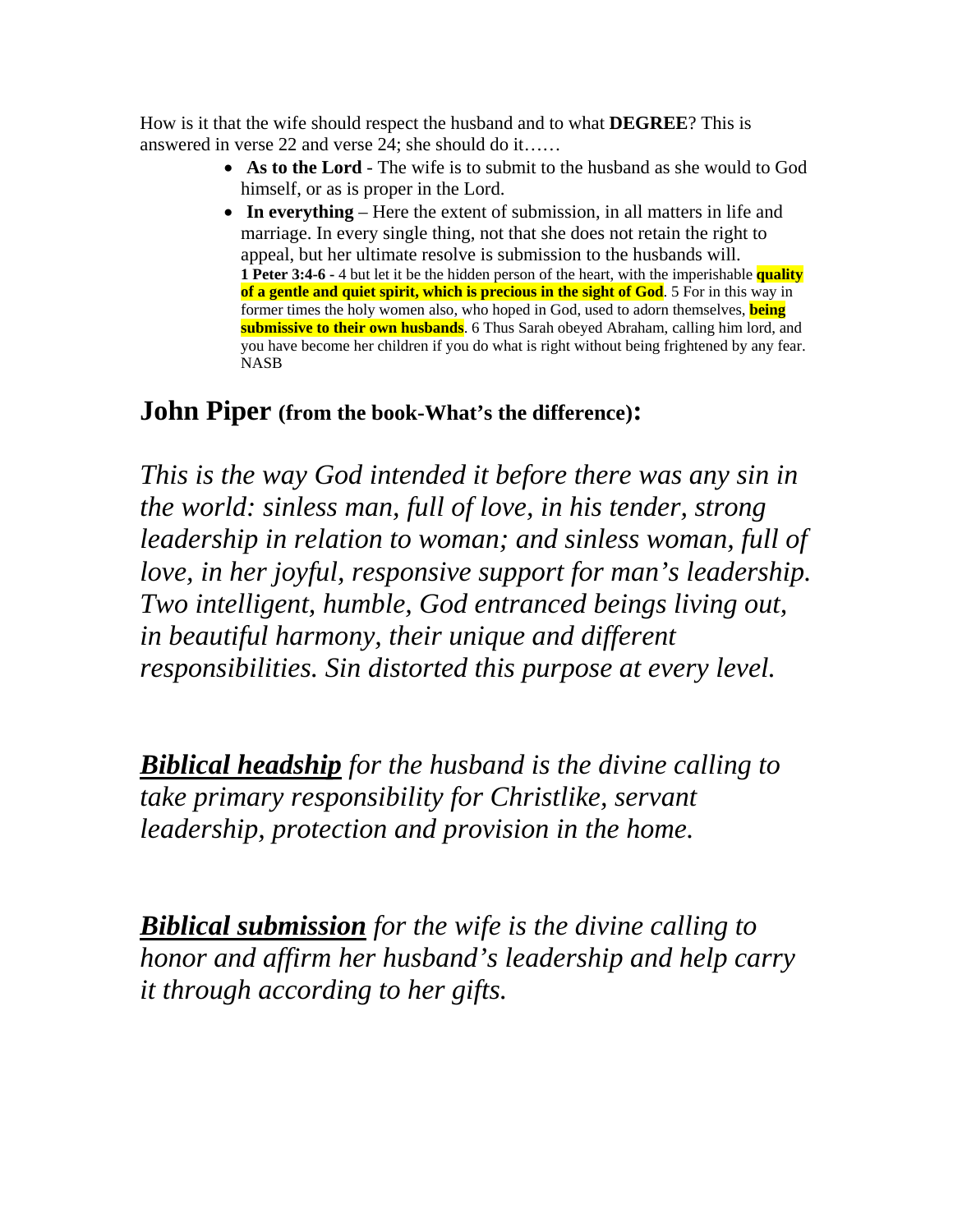How is it that the wife should respect the husband and to what **DEGREE**? This is answered in verse 22 and verse 24; she should do it……

- **As to the Lord** - The wife is to submit to the husband as she would to God himself, or as is proper in the Lord.
- **In everything** – Here the extent of submission, in all matters in life and marriage. In every single thing, not that she does not retain the right to appeal, but her ultimate resolve is submission to the husbands will.
  **1 Peter 3:4-6 -** 4 but let it be the hidden person of the heart, with the imperishable **quality of a gentle and quiet spirit, which is precious in the sight of God**. 5 For in this way in former times the holy women also, who hoped in God, used to adorn themselves, **being submissive to their own husbands**. 6 Thus Sarah obeyed Abraham, calling him lord, and you have become her children if you do what is right without being frightened by any fear. NASB

## John Piper (from the book-What's the difference):

*This is the way God intended it before there was any sin in the world: sinless man, full of love, in his tender, strong leadership in relation to woman; and sinless woman, full of love, in her joyful, responsive support for man's leadership. Two intelligent, humble, God entranced beings living out, in beautiful harmony, their unique and different responsibilities. Sin distorted this purpose at every level.*

***Biblical headship*** *for the husband is the divine calling to take primary responsibility for Christlike, servant leadership, protection and provision in the home.*

***Biblical submission*** *for the wife is the divine calling to honor and affirm her husband's leadership and help carry it through according to her gifts.*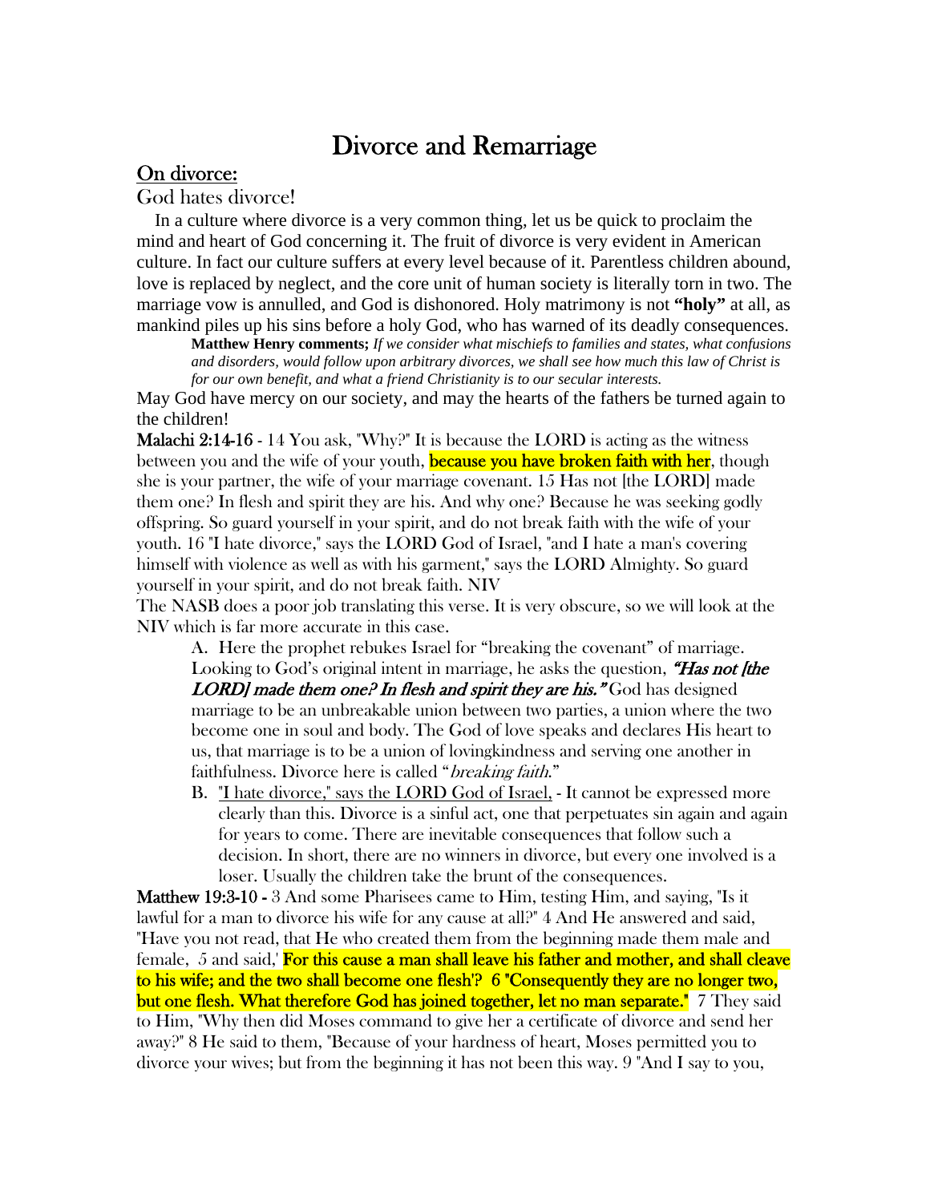# Divorce and Remarriage

## On divorce:

God hates divorce!

In a culture where divorce is a very common thing, let us be quick to proclaim the mind and heart of God concerning it. The fruit of divorce is very evident in American culture. In fact our culture suffers at every level because of it. Parentless children abound, love is replaced by neglect, and the core unit of human society is literally torn in two. The marriage vow is annulled, and God is dishonored. Holy matrimony is not **"holy"** at all, as mankind piles up his sins before a holy God, who has warned of its deadly consequences.

> **Matthew Henry comments;** *If we consider what mischiefs to families and states, what confusions and disorders, would follow upon arbitrary divorces, we shall see how much this law of Christ is for our own benefit, and what a friend Christianity is to our secular interests.*

May God have mercy on our society, and may the hearts of the fathers be turned again to the children!

**Malachi 2:14-16** - 14 You ask, "Why?" It is because the LORD is acting as the witness between you and the wife of your youth, because you have broken faith with her, though she is your partner, the wife of your marriage covenant. 15 Has not [the LORD] made them one? In flesh and spirit they are his. And why one? Because he was seeking godly offspring. So guard yourself in your spirit, and do not break faith with the wife of your youth. 16 "I hate divorce," says the LORD God of Israel, "and I hate a man's covering himself with violence as well as with his garment," says the LORD Almighty. So guard yourself in your spirit, and do not break faith. NIV

The NASB does a poor job translating this verse. It is very obscure, so we will look at the NIV which is far more accurate in this case.

A. Here the prophet rebukes Israel for "breaking the covenant" of marriage. Looking to God's original intent in marriage, he asks the question, ***"Has not [the LORD] made them one? In flesh and spirit they are his."*** God has designed marriage to be an unbreakable union between two parties, a union where the two become one in soul and body. The God of love speaks and declares His heart to us, that marriage is to be a union of lovingkindness and serving one another in faithfulness. Divorce here is called "*breaking faith.*"

B. "I hate divorce," says the LORD God of Israel, - It cannot be expressed more clearly than this. Divorce is a sinful act, one that perpetuates sin again and again for years to come. There are inevitable consequences that follow such a decision. In short, there are no winners in divorce, but every one involved is a loser. Usually the children take the brunt of the consequences.

**Matthew 19:3-10 -** 3 And some Pharisees came to Him, testing Him, and saying, "Is it lawful for a man to divorce his wife for any cause at all?" 4 And He answered and said, "Have you not read, that He who created them from the beginning made them male and female, 5 and said,' **For this cause a man shall leave his father and mother, and shall cleave to his wife; and the two shall become one flesh'? 6 "Consequently they are no longer two, but one flesh. What therefore God has joined together, let no man separate."** 7 They said to Him, "Why then did Moses command to give her a certificate of divorce and send her away?" 8 He said to them, "Because of your hardness of heart, Moses permitted you to divorce your wives; but from the beginning it has not been this way. 9 "And I say to you,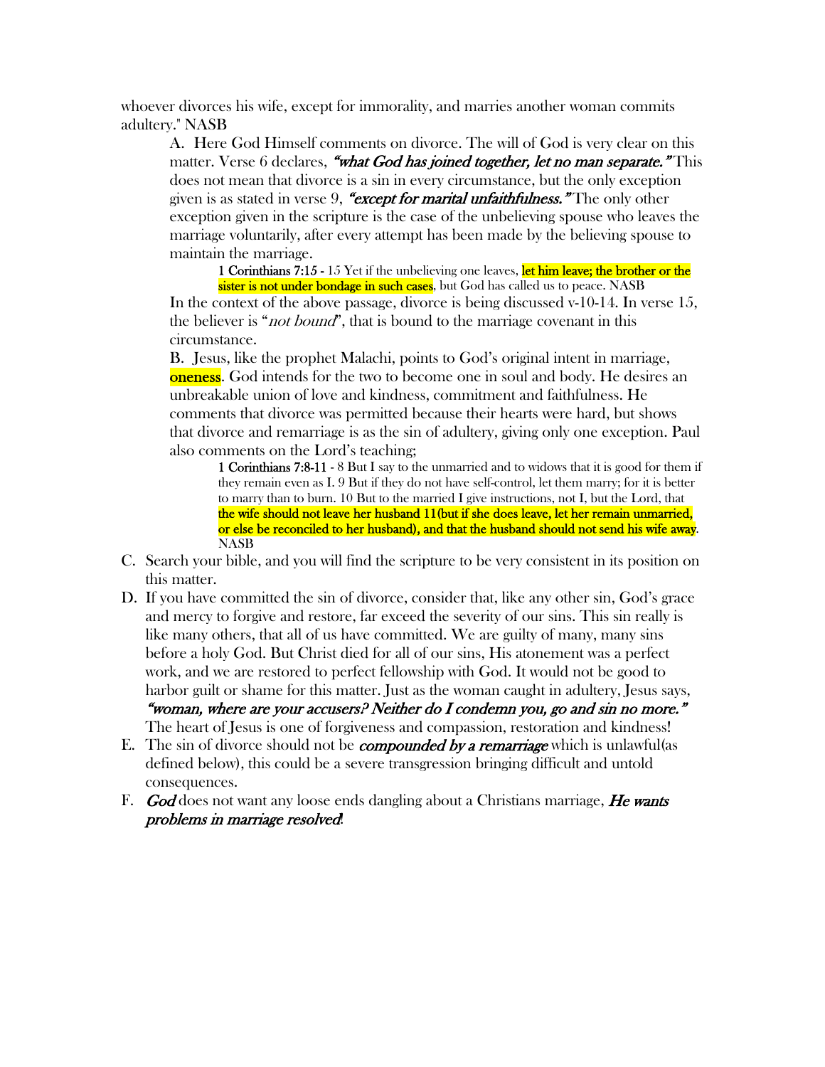whoever divorces his wife, except for immorality, and marries another woman commits adultery." NASB

A. Here God Himself comments on divorce. The will of God is very clear on this matter. Verse 6 declares, ***"what God has joined together, let no man separate."*** This does not mean that divorce is a sin in every circumstance, but the only exception given is as stated in verse 9, ***"except for marital unfaithfulness."*** The only other exception given in the scripture is the case of the unbelieving spouse who leaves the marriage voluntarily, after every attempt has been made by the believing spouse to maintain the marriage.

> **1 Corinthians 7:15 -** 15 Yet if the unbelieving one leaves, let him leave; the brother or the sister is not under bondage in such cases, but God has called us to peace. NASB

In the context of the above passage, divorce is being discussed v-10-14. In verse 15, the believer is "*not bound*", that is bound to the marriage covenant in this circumstance.

B. Jesus, like the prophet Malachi, points to God's original intent in marriage, oneness. God intends for the two to become one in soul and body. He desires an unbreakable union of love and kindness, commitment and faithfulness. He comments that divorce was permitted because their hearts were hard, but shows that divorce and remarriage is as the sin of adultery, giving only one exception. Paul also comments on the Lord's teaching;

> **1 Corinthians 7:8-11** - 8 But I say to the unmarried and to widows that it is good for them if they remain even as I. 9 But if they do not have self-control, let them marry; for it is better to marry than to burn. 10 But to the married I give instructions, not I, but the Lord, that **the wife should not leave her husband 11(but if she does leave, let her remain unmarried, or else be reconciled to her husband), and that the husband should not send his wife away**. NASB

C. Search your bible, and you will find the scripture to be very consistent in its position on this matter.

D. If you have committed the sin of divorce, consider that, like any other sin, God's grace and mercy to forgive and restore, far exceed the severity of our sins. This sin really is like many others, that all of us have committed. We are guilty of many, many sins before a holy God. But Christ died for all of our sins, His atonement was a perfect work, and we are restored to perfect fellowship with God. It would not be good to harbor guilt or shame for this matter. Just as the woman caught in adultery, Jesus says, ***"woman, where are your accusers? Neither do I condemn you, go and sin no more."*** The heart of Jesus is one of forgiveness and compassion, restoration and kindness!

E. The sin of divorce should not be ***compounded by a remarriage*** which is unlawful(as defined below), this could be a severe transgression bringing difficult and untold consequences.

F. ***God*** does not want any loose ends dangling about a Christians marriage, ***He wants problems in marriage resolved***!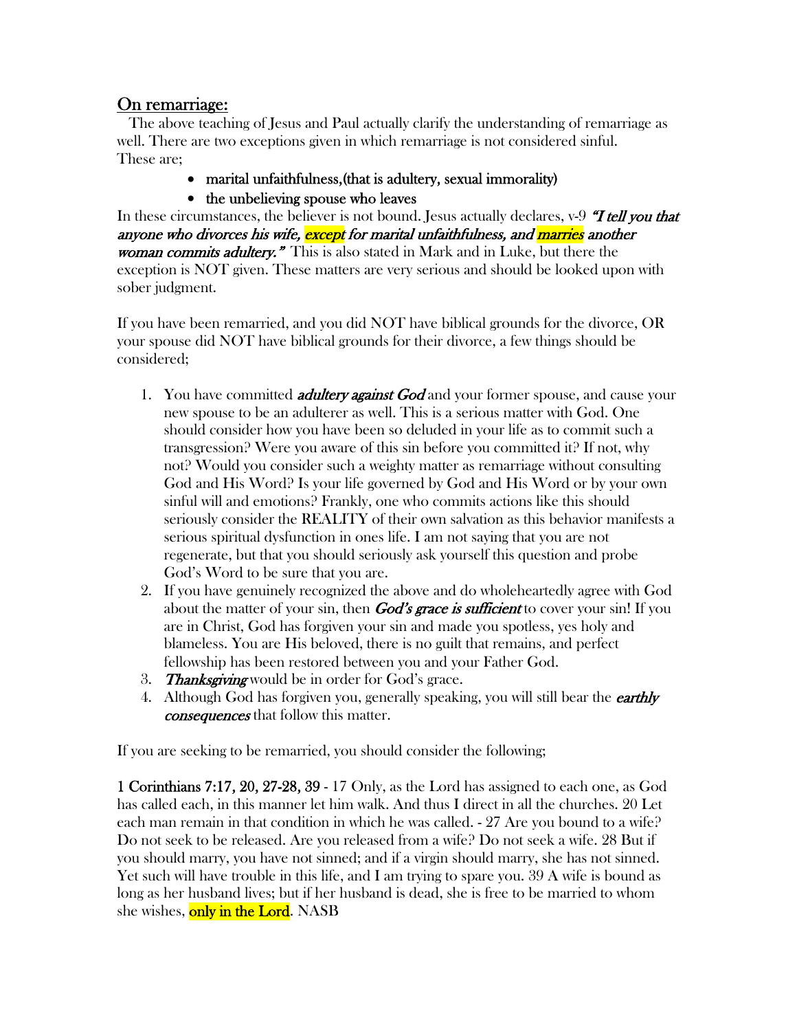## On remarriage:

The above teaching of Jesus and Paul actually clarify the understanding of remarriage as well. There are two exceptions given in which remarriage is not considered sinful. These are;

- marital unfaithfulness,(that is adultery, sexual immorality)
- the unbelieving spouse who leaves

In these circumstances, the believer is not bound. Jesus actually declares, v-9 ***"I tell you that anyone who divorces his wife, except for marital unfaithfulness, and marries another woman commits adultery."*** This is also stated in Mark and in Luke, but there the exception is NOT given. These matters are very serious and should be looked upon with sober judgment.

If you have been remarried, and you did NOT have biblical grounds for the divorce, OR your spouse did NOT have biblical grounds for their divorce, a few things should be considered;

1. You have committed ***adultery against God*** and your former spouse, and cause your new spouse to be an adulterer as well. This is a serious matter with God. One should consider how you have been so deluded in your life as to commit such a transgression? Were you aware of this sin before you committed it? If not, why not? Would you consider such a weighty matter as remarriage without consulting God and His Word? Is your life governed by God and His Word or by your own sinful will and emotions? Frankly, one who commits actions like this should seriously consider the REALITY of their own salvation as this behavior manifests a serious spiritual dysfunction in ones life. I am not saying that you are not regenerate, but that you should seriously ask yourself this question and probe God's Word to be sure that you are.
2. If you have genuinely recognized the above and do wholeheartedly agree with God about the matter of your sin, then ***God's grace is sufficient*** to cover your sin! If you are in Christ, God has forgiven your sin and made you spotless, yes holy and blameless. You are His beloved, there is no guilt that remains, and perfect fellowship has been restored between you and your Father God.
3. ***Thanksgiving*** would be in order for God's grace.
4. Although God has forgiven you, generally speaking, you will still bear the ***earthly consequences*** that follow this matter.

If you are seeking to be remarried, you should consider the following;

**1 Corinthians 7:17, 20, 27-28, 39** - 17 Only, as the Lord has assigned to each one, as God has called each, in this manner let him walk. And thus I direct in all the churches. 20 Let each man remain in that condition in which he was called. - 27 Are you bound to a wife? Do not seek to be released. Are you released from a wife? Do not seek a wife. 28 But if you should marry, you have not sinned; and if a virgin should marry, she has not sinned. Yet such will have trouble in this life, and I am trying to spare you. 39 A wife is bound as long as her husband lives; but if her husband is dead, she is free to be married to whom she wishes, only in the Lord. NASB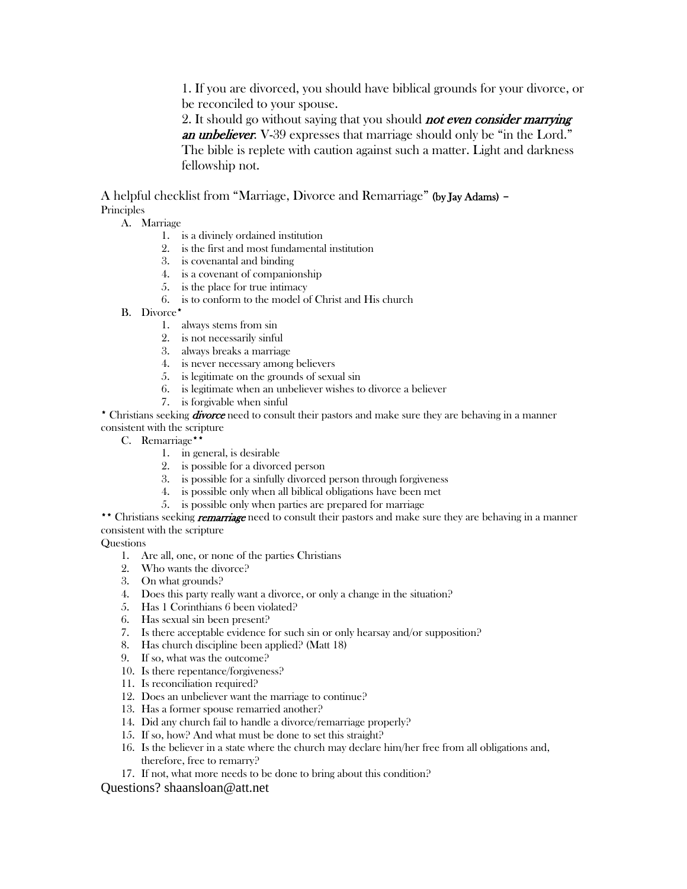1. If you are divorced, you should have biblical grounds for your divorce, or be reconciled to your spouse.
2. It should go without saying that you should ***not even consider marrying an unbeliever***. V-39 expresses that marriage should only be "in the Lord." The bible is replete with caution against such a matter. Light and darkness fellowship not.

A helpful checklist from "Marriage, Divorce and Remarriage" (by Jay Adams) –

Principles

A. Marriage
   1. is a divinely ordained institution
   2. is the first and most fundamental institution
   3. is covenantal and binding
   4. is a covenant of companionship
   5. is the place for true intimacy
   6. is to conform to the model of Christ and His church

B. Divorce*
   1. always stems from sin
   2. is not necessarily sinful
   3. always breaks a marriage
   4. is never necessary among believers
   5. is legitimate on the grounds of sexual sin
   6. is legitimate when an unbeliever wishes to divorce a believer
   7. is forgivable when sinful

\* Christians seeking ***divorce*** need to consult their pastors and make sure they are behaving in a manner consistent with the scripture

C. Remarriage**
   1. in general, is desirable
   2. is possible for a divorced person
   3. is possible for a sinfully divorced person through forgiveness
   4. is possible only when all biblical obligations have been met
   5. is possible only when parties are prepared for marriage

\** Christians seeking ***remarriage*** need to consult their pastors and make sure they are behaving in a manner consistent with the scripture

Questions

1. Are all, one, or none of the parties Christians
2. Who wants the divorce?
3. On what grounds?
4. Does this party really want a divorce, or only a change in the situation?
5. Has 1 Corinthians 6 been violated?
6. Has sexual sin been present?
7. Is there acceptable evidence for such sin or only hearsay and/or supposition?
8. Has church discipline been applied? (Matt 18)
9. If so, what was the outcome?
10. Is there repentance/forgiveness?
11. Is reconciliation required?
12. Does an unbeliever want the marriage to continue?
13. Has a former spouse remarried another?
14. Did any church fail to handle a divorce/remarriage properly?
15. If so, how? And what must be done to set this straight?
16. Is the believer in a state where the church may declare him/her free from all obligations and, therefore, free to remarry?
17. If not, what more needs to be done to bring about this condition?

Questions? shaansloan@att.net